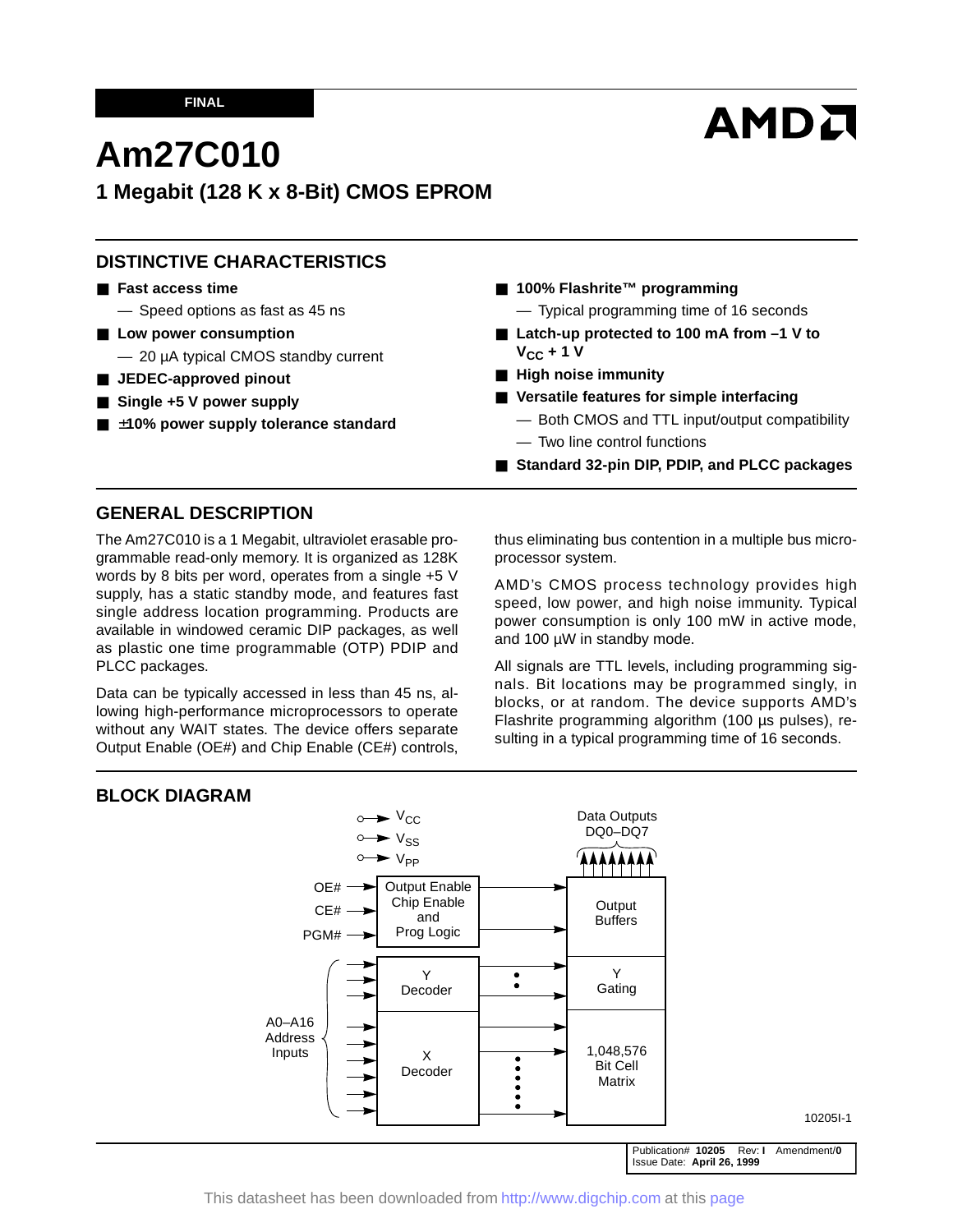FINAL

# Am27C010

## 1 Megabit (128 K x 8-Bit) CMOS EPROM

## DISTINCTIVE CHARACTERISTICS

- **Fast access time**
  - Speed options as fast as 45 ns
- **Low power consumption**
  - 20 µA typical CMOS standby current
- **JEDEC-approved pinout**
- **Single +5 V power supply**
- **±10% power supply tolerance standard**
- **100% Flashrite™ programming**
  - Typical programming time of 16 seconds
- **Latch-up protected to 100 mA from –1 V to $V_{CC}$ + 1 V**
- **High noise immunity**
- **Versatile features for simple interfacing**
  - Both CMOS and TTL input/output compatibility
  - Two line control functions
- **Standard 32-pin DIP, PDIP, and PLCC packages**

## GENERAL DESCRIPTION

The Am27C010 is a 1 Megabit, ultraviolet erasable programmable read-only memory. It is organized as 128K words by 8 bits per word, operates from a single +5 V supply, has a static standby mode, and features fast single address location programming. Products are available in windowed ceramic DIP packages, as well as plastic one time programmable (OTP) PDIP and PLCC packages.

Data can be typically accessed in less than 45 ns, allowing high-performance microprocessors to operate without any WAIT states. The device offers separate Output Enable (OE#) and Chip Enable (CE#) controls, thus eliminating bus contention in a multiple bus microprocessor system.

AMD's CMOS process technology provides high speed, low power, and high noise immunity. Typical power consumption is only 100 mW in active mode, and 100 µW in standby mode.

All signals are TTL levels, including programming signals. Bit locations may be programmed singly, in blocks, or at random. The device supports AMD's Flashrite programming algorithm (100 µs pulses), resulting in a typical programming time of 16 seconds.

## BLOCK DIAGRAM

$V_{CC}$, $V_{SS}$, $V_{PP}$

OE#, CE#, PGM# → Output Enable Chip Enable and Prog Logic → Output Buffers → Data Outputs DQ0–DQ7

A0–A16 Address Inputs → Y Decoder → Y Gating

A0–A16 Address Inputs → X Decoder → 1,048,576 Bit Cell Matrix

10205I-1

Publication# **10205** Rev: **I** Amendment/**0**
Issue Date: **April 26, 1999**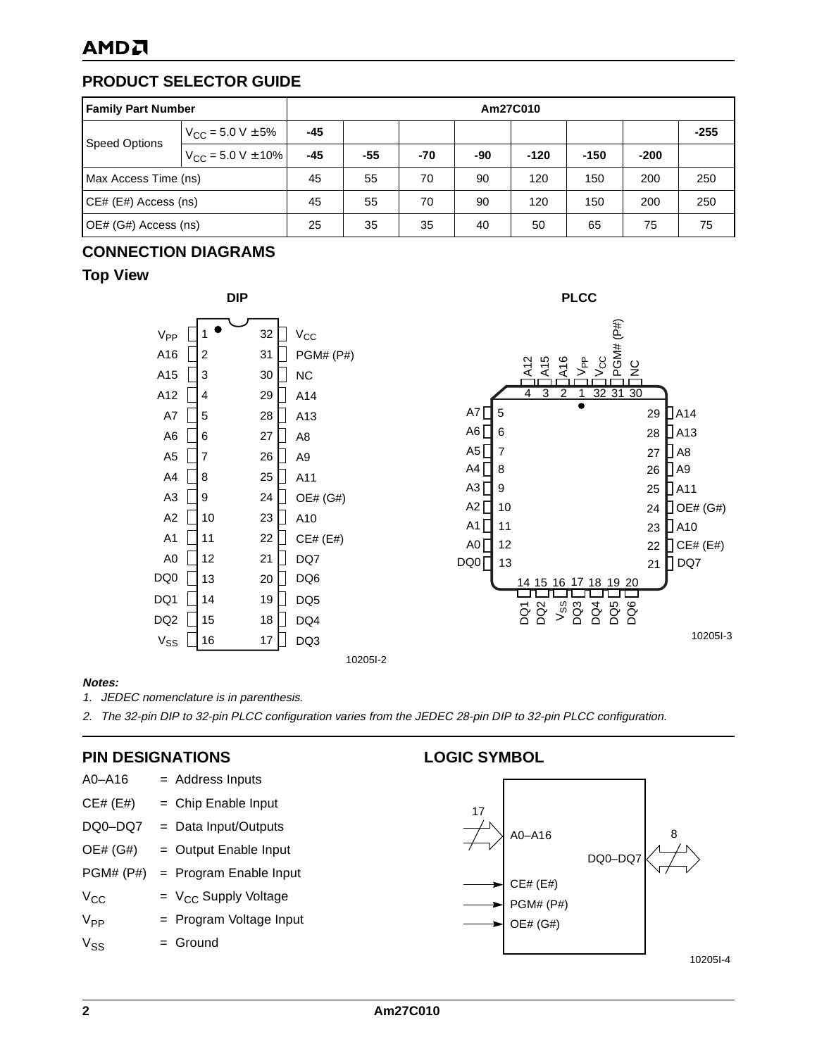## PRODUCT SELECTOR GUIDE

| Family Part Number | | Am27C010 | | | | | | | |
|---|---|---|---|---|---|---|---|---|---|
| Speed Options | $V_{CC}$ = 5.0 V ±5% | -45 | | | | | | | -255 |
| | $V_{CC}$ = 5.0 V ±10% | -45 | -55 | -70 | -90 | -120 | -150 | -200 | |
| Max Access Time (ns) | | 45 | 55 | 70 | 90 | 120 | 150 | 200 | 250 |
| CE# (E#) Access (ns) | | 45 | 55 | 70 | 90 | 120 | 150 | 200 | 250 |
| OE# (G#) Access (ns) | | 25 | 35 | 35 | 40 | 50 | 65 | 75 | 75 |

## CONNECTION DIAGRAMS

### Top View

**DIP**

| Signal | Pin | Pin | Signal |
|---|---|---|---|
| $V_{PP}$ | 1 | 32 | $V_{CC}$ |
| A16 | 2 | 31 | PGM# (P#) |
| A15 | 3 | 30 | NC |
| A12 | 4 | 29 | A14 |
| A7 | 5 | 28 | A13 |
| A6 | 6 | 27 | A8 |
| A5 | 7 | 26 | A9 |
| A4 | 8 | 25 | A11 |
| A3 | 9 | 24 | OE# (G#) |
| A2 | 10 | 23 | A10 |
| A1 | 11 | 22 | CE# (E#) |
| A0 | 12 | 21 | DQ7 |
| DQ0 | 13 | 20 | DQ6 |
| DQ1 | 14 | 19 | DQ5 |
| DQ2 | 15 | 18 | DQ4 |
| $V_{SS}$ | 16 | 17 | DQ3 |

10205I-2

**PLCC**

| Pin | Signal |
|---|---|
| 1 | $V_{PP}$ |
| 2 | A16 |
| 3 | A15 |
| 4 | A12 |
| 5 | A7 |
| 6 | A6 |
| 7 | A5 |
| 8 | A4 |
| 9 | A3 |
| 10 | A2 |
| 11 | A1 |
| 12 | A0 |
| 13 | DQ0 |
| 14 | DQ1 |
| 15 | DQ2 |
| 16 | $V_{SS}$ |
| 17 | DQ3 |
| 18 | DQ4 |
| 19 | DQ5 |
| 20 | DQ6 |
| 21 | DQ7 |
| 22 | CE# (E#) |
| 23 | A10 |
| 24 | OE# (G#) |
| 25 | A11 |
| 26 | A9 |
| 27 | A8 |
| 28 | A13 |
| 29 | A14 |
| 30 | NC |
| 31 | PGM# (P#) |
| 32 | $V_{CC}$ |

10205I-3

***Notes:***

*1. JEDEC nomenclature is in parenthesis.*

*2. The 32-pin DIP to 32-pin PLCC configuration varies from the JEDEC 28-pin DIP to 32-pin PLCC configuration.*

## PIN DESIGNATIONS

A0–A16 = Address Inputs

CE# (E#) = Chip Enable Input

DQ0–DQ7 = Data Input/Outputs

OE# (G#) = Output Enable Input

PGM# (P#) = Program Enable Input

$V_{CC}$ = $V_{CC}$ Supply Voltage

$V_{PP}$ = Program Voltage Input

$V_{SS}$ = Ground

## LOGIC SYMBOL

17 — A0–A16

8 — DQ0–DQ7

CE# (E#)

PGM# (P#)

OE# (G#)

10205I-4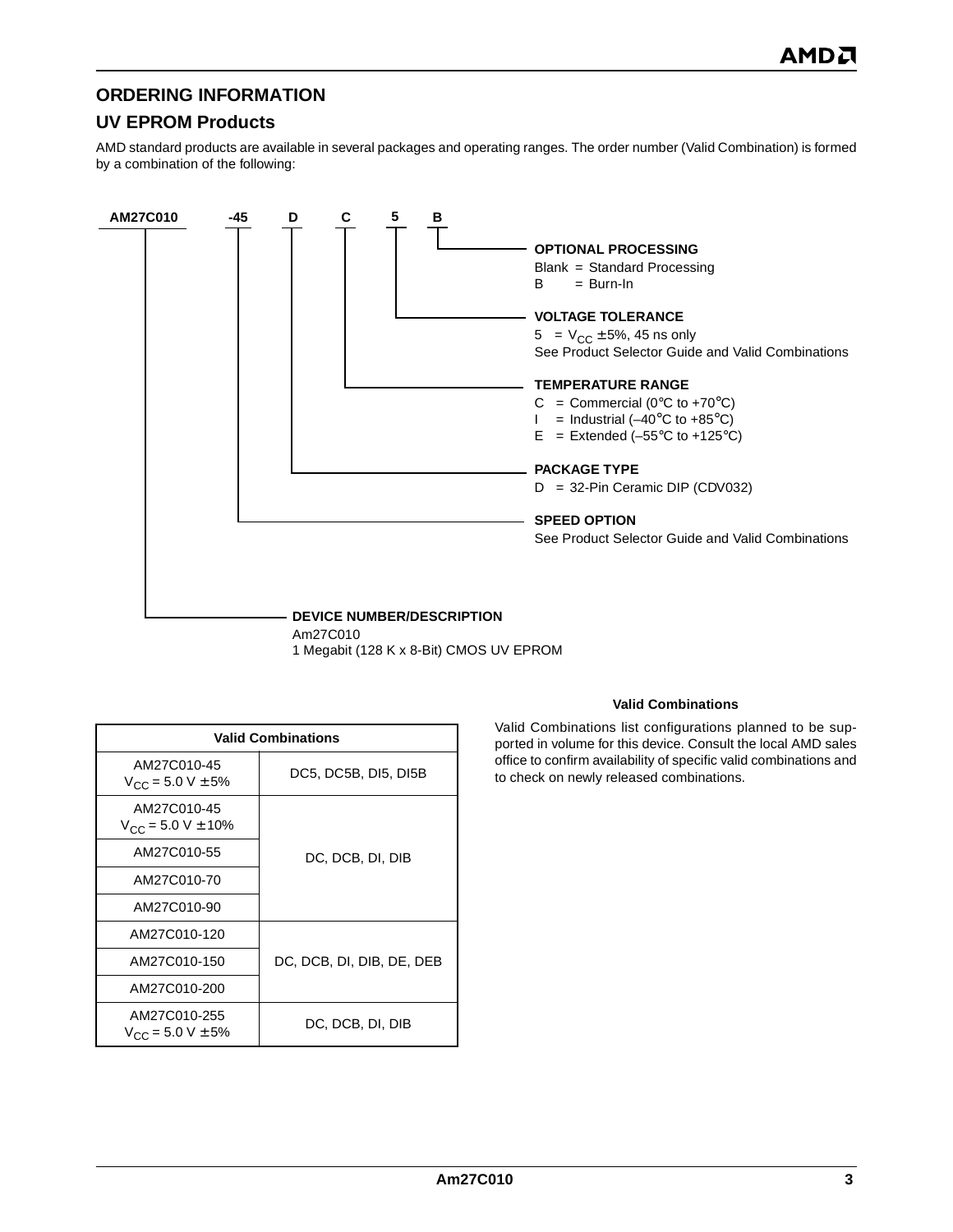## ORDERING INFORMATION

## UV EPROM Products

AMD standard products are available in several packages and operating ranges. The order number (Valid Combination) is formed by a combination of the following:

**AM27C010 -45 D C 5 B**

**OPTIONAL PROCESSING**
Blank = Standard Processing
B = Burn-In

**VOLTAGE TOLERANCE**
5 = $V_{CC}$ ±5%, 45 ns only
See Product Selector Guide and Valid Combinations

**TEMPERATURE RANGE**
C = Commercial (0°C to +70°C)
I = Industrial (–40°C to +85°C)
E = Extended (–55°C to +125°C)

**PACKAGE TYPE**
D = 32-Pin Ceramic DIP (CDV032)

**SPEED OPTION**
See Product Selector Guide and Valid Combinations

**DEVICE NUMBER/DESCRIPTION**
Am27C010
1 Megabit (128 K x 8-Bit) CMOS UV EPROM

| Valid Combinations | |
|---|---|
| AM27C010-45 $V_{CC}$ = 5.0 V ± 5% | DC5, DC5B, DI5, DI5B |
| AM27C010-45 $V_{CC}$ = 5.0 V ± 10% | DC, DCB, DI, DIB |
| AM27C010-55 | |
| AM27C010-70 | |
| AM27C010-90 | |
| AM27C010-120 | DC, DCB, DI, DIB, DE, DEB |
| AM27C010-150 | |
| AM27C010-200 | |
| AM27C010-255 $V_{CC}$ = 5.0 V ± 5% | DC, DCB, DI, DIB |

**Valid Combinations**

Valid Combinations list configurations planned to be supported in volume for this device. Consult the local AMD sales office to confirm availability of specific valid combinations and to check on newly released combinations.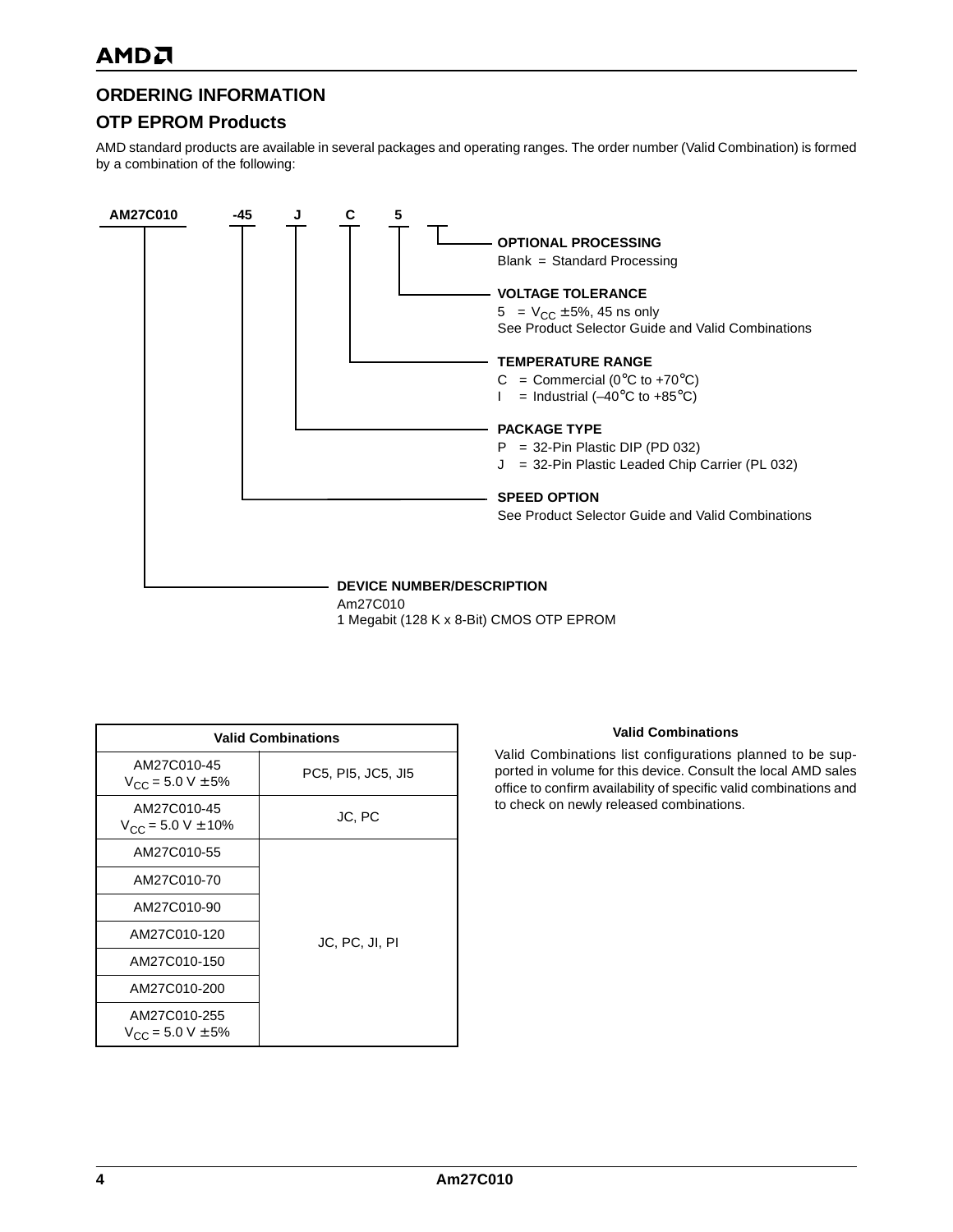## ORDERING INFORMATION

### OTP EPROM Products

AMD standard products are available in several packages and operating ranges. The order number (Valid Combination) is formed by a combination of the following:

**AM27C010 -45 J C 5**

**OPTIONAL PROCESSING**
Blank = Standard Processing

**VOLTAGE TOLERANCE**
5 = $V_{CC}$ ± 5%, 45 ns only
See Product Selector Guide and Valid Combinations

**TEMPERATURE RANGE**
C = Commercial (0°C to +70°C)
I = Industrial (–40°C to +85°C)

**PACKAGE TYPE**
P = 32-Pin Plastic DIP (PD 032)
J = 32-Pin Plastic Leaded Chip Carrier (PL 032)

**SPEED OPTION**
See Product Selector Guide and Valid Combinations

**DEVICE NUMBER/DESCRIPTION**
Am27C010
1 Megabit (128 K x 8-Bit) CMOS OTP EPROM

| Valid Combinations | |
|---|---|
| AM27C010-45 $V_{CC}$ = 5.0 V ± 5% | PC5, PI5, JC5, JI5 |
| AM27C010-45 $V_{CC}$ = 5.0 V ± 10% | JC, PC |
| AM27C010-55 | JC, PC, JI, PI |
| AM27C010-70 | |
| AM27C010-90 | |
| AM27C010-120 | |
| AM27C010-150 | |
| AM27C010-200 | |
| AM27C010-255 $V_{CC}$ = 5.0 V ± 5% | |

**Valid Combinations**

Valid Combinations list configurations planned to be supported in volume for this device. Consult the local AMD sales office to confirm availability of specific valid combinations and to check on newly released combinations.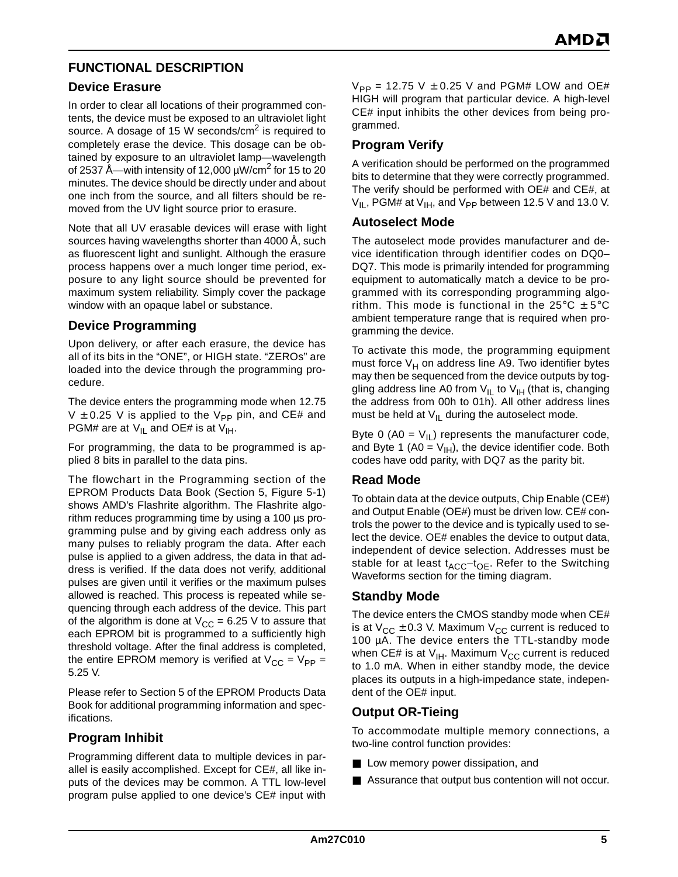## FUNCTIONAL DESCRIPTION

### Device Erasure

In order to clear all locations of their programmed contents, the device must be exposed to an ultraviolet light source. A dosage of 15 W seconds/cm$^2$ is required to completely erase the device. This dosage can be obtained by exposure to an ultraviolet lamp—wavelength of 2537 Å—with intensity of 12,000 µW/cm$^2$ for 15 to 20 minutes. The device should be directly under and about one inch from the source, and all filters should be removed from the UV light source prior to erasure.

Note that all UV erasable devices will erase with light sources having wavelengths shorter than 4000 Å, such as fluorescent light and sunlight. Although the erasure process happens over a much longer time period, exposure to any light source should be prevented for maximum system reliability. Simply cover the package window with an opaque label or substance.

### Device Programming

Upon delivery, or after each erasure, the device has all of its bits in the "ONE", or HIGH state. "ZEROs" are loaded into the device through the programming procedure.

The device enters the programming mode when 12.75 V ± 0.25 V is applied to the $V_{PP}$ pin, and CE# and PGM# are at $V_{IL}$ and OE# is at $V_{IH}$.

For programming, the data to be programmed is applied 8 bits in parallel to the data pins.

The flowchart in the Programming section of the EPROM Products Data Book (Section 5, Figure 5-1) shows AMD's Flashrite algorithm. The Flashrite algorithm reduces programming time by using a 100 µs programming pulse and by giving each address only as many pulses to reliably program the data. After each pulse is applied to a given address, the data in that address is verified. If the data does not verify, additional pulses are given until it verifies or the maximum pulses allowed is reached. This process is repeated while sequencing through each address of the device. This part of the algorithm is done at $V_{CC}$ = 6.25 V to assure that each EPROM bit is programmed to a sufficiently high threshold voltage. After the final address is completed, the entire EPROM memory is verified at $V_{CC}$ = $V_{PP}$ = 5.25 V.

Please refer to Section 5 of the EPROM Products Data Book for additional programming information and specifications.

### Program Inhibit

Programming different data to multiple devices in parallel is easily accomplished. Except for CE#, all like inputs of the devices may be common. A TTL low-level program pulse applied to one device's CE# input with $V_{PP}$ = 12.75 V ± 0.25 V and PGM# LOW and OE# HIGH will program that particular device. A high-level CE# input inhibits the other devices from being programmed.

### Program Verify

A verification should be performed on the programmed bits to determine that they were correctly programmed. The verify should be performed with OE# and CE#, at $V_{IL}$, PGM# at $V_{IH}$, and $V_{PP}$ between 12.5 V and 13.0 V.

### Autoselect Mode

The autoselect mode provides manufacturer and device identification through identifier codes on DQ0–DQ7. This mode is primarily intended for programming equipment to automatically match a device to be programmed with its corresponding programming algorithm. This mode is functional in the 25°C ± 5°C ambient temperature range that is required when programming the device.

To activate this mode, the programming equipment must force $V_H$ on address line A9. Two identifier bytes may then be sequenced from the device outputs by toggling address line A0 from $V_{IL}$ to $V_{IH}$ (that is, changing the address from 00h to 01h). All other address lines must be held at $V_{IL}$ during the autoselect mode.

Byte 0 (A0 = $V_{IL}$) represents the manufacturer code, and Byte 1 (A0 = $V_{IH}$), the device identifier code. Both codes have odd parity, with DQ7 as the parity bit.

### Read Mode

To obtain data at the device outputs, Chip Enable (CE#) and Output Enable (OE#) must be driven low. CE# controls the power to the device and is typically used to select the device. OE# enables the device to output data, independent of device selection. Addresses must be stable for at least $t_{ACC}$–$t_{OE}$. Refer to the Switching Waveforms section for the timing diagram.

### Standby Mode

The device enters the CMOS standby mode when CE# is at $V_{CC}$ ± 0.3 V. Maximum $V_{CC}$ current is reduced to 100 µA. The device enters the TTL-standby mode when CE# is at $V_{IH}$. Maximum $V_{CC}$ current is reduced to 1.0 mA. When in either standby mode, the device places its outputs in a high-impedance state, independent of the OE# input.

### Output OR-Tieing

To accommodate multiple memory connections, a two-line control function provides:

- Low memory power dissipation, and
- Assurance that output bus contention will not occur.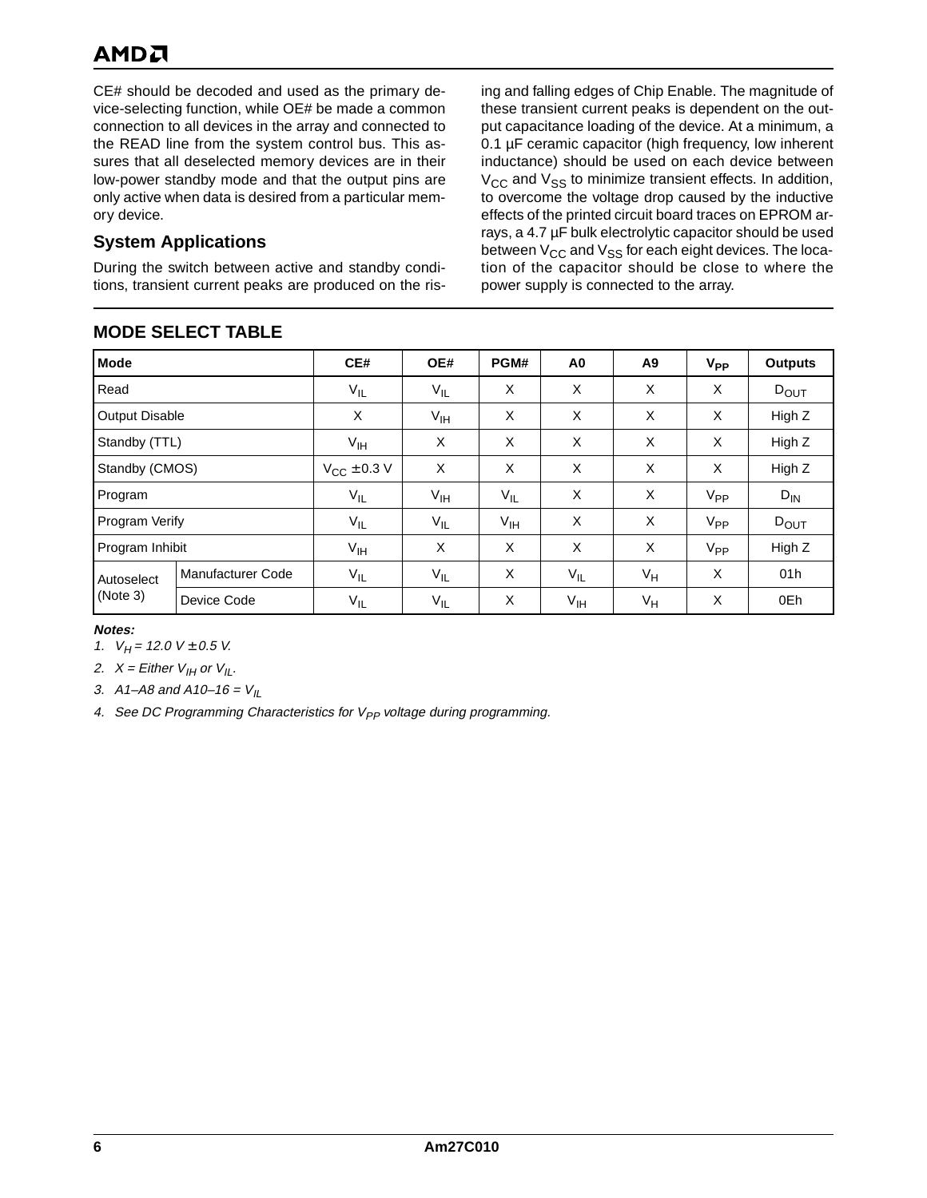CE# should be decoded and used as the primary device-selecting function, while OE# be made a common connection to all devices in the array and connected to the READ line from the system control bus. This assures that all deselected memory devices are in their low-power standby mode and that the output pins are only active when data is desired from a particular memory device.

## System Applications

During the switch between active and standby conditions, transient current peaks are produced on the rising and falling edges of Chip Enable. The magnitude of these transient current peaks is dependent on the output capacitance loading of the device. At a minimum, a 0.1 µF ceramic capacitor (high frequency, low inherent inductance) should be used on each device between $V_{CC}$ and $V_{SS}$ to minimize transient effects. In addition, to overcome the voltage drop caused by the inductive effects of the printed circuit board traces on EPROM arrays, a 4.7 µF bulk electrolytic capacitor should be used between $V_{CC}$ and $V_{SS}$ for each eight devices. The location of the capacitor should be close to where the power supply is connected to the array.

## MODE SELECT TABLE

| Mode | | CE# | OE# | PGM# | A0 | A9 | $V_{PP}$ | Outputs |
|---|---|---|---|---|---|---|---|---|
| Read | | $V_{IL}$ | $V_{IL}$ | X | X | X | X | $D_{OUT}$ |
| Output Disable | | X | $V_{IH}$ | X | X | X | X | High Z |
| Standby (TTL) | | $V_{IH}$ | X | X | X | X | X | High Z |
| Standby (CMOS) | | $V_{CC} \pm 0.3$ V | X | X | X | X | X | High Z |
| Program | | $V_{IL}$ | $V_{IH}$ | $V_{IL}$ | X | X | $V_{PP}$ | $D_{IN}$ |
| Program Verify | | $V_{IL}$ | $V_{IL}$ | $V_{IH}$ | X | X | $V_{PP}$ | $D_{OUT}$ |
| Program Inhibit | | $V_{IH}$ | X | X | X | X | $V_{PP}$ | High Z |
| Autoselect (Note 3) | Manufacturer Code | $V_{IL}$ | $V_{IL}$ | X | $V_{IL}$ | $V_H$ | X | 01h |
| | Device Code | $V_{IL}$ | $V_{IL}$ | X | $V_{IH}$ | $V_H$ | X | 0Eh |

***Notes:***

1. *$V_H = 12.0\ V \pm 0.5\ V$.*
2. *X = Either $V_{IH}$ or $V_{IL}$.*
3. *A1–A8 and A10–16 = $V_{IL}$*
4. *See DC Programming Characteristics for $V_{PP}$ voltage during programming.*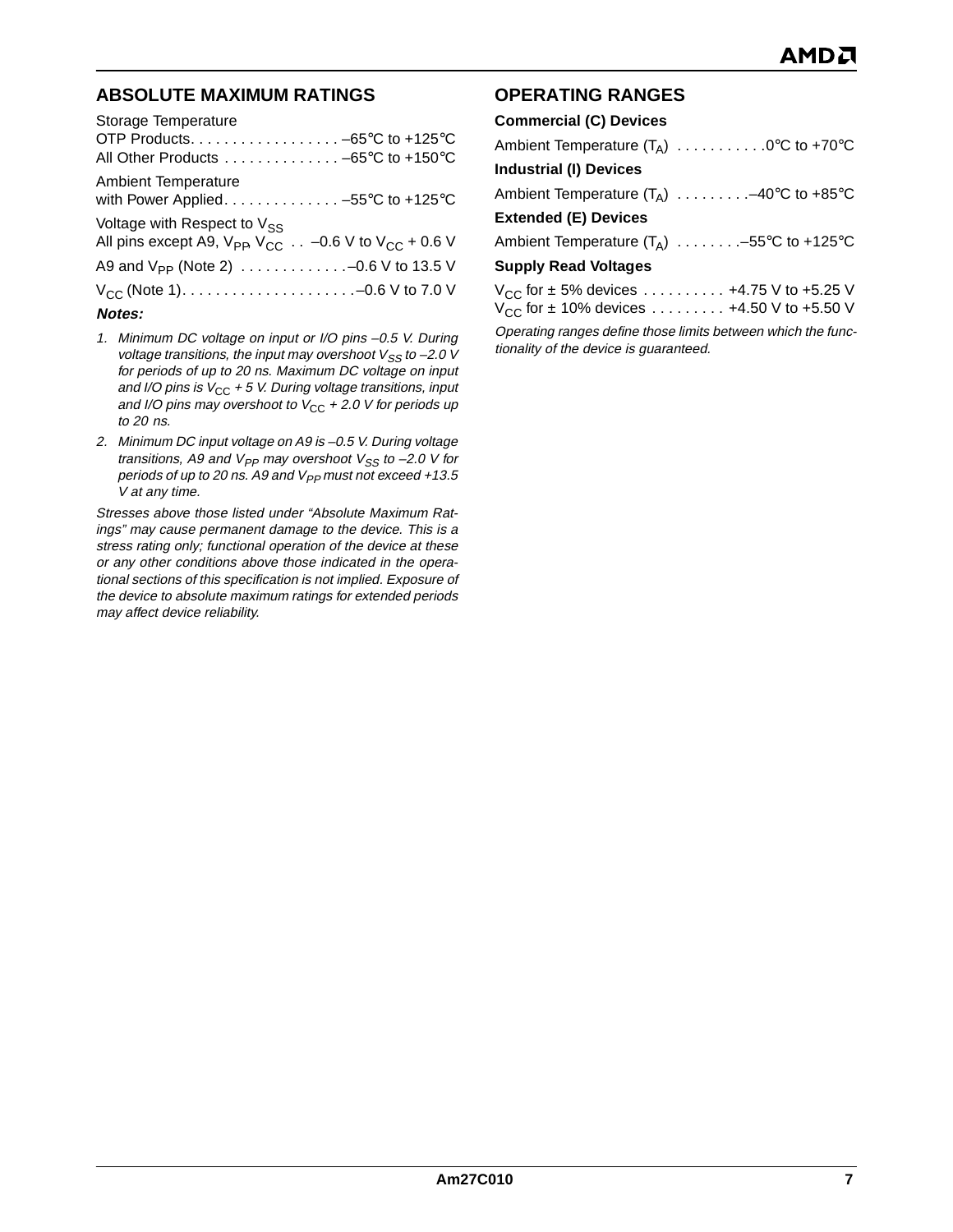## ABSOLUTE MAXIMUM RATINGS

Storage Temperature
OTP Products. . . . . . . . . . . . . . . . . . –65°C to +125°C
All Other Products . . . . . . . . . . . . . . –65°C to +150°C

Ambient Temperature
with Power Applied. . . . . . . . . . . . . . –55°C to +125°C

Voltage with Respect to $V_{SS}$
All pins except A9, $V_{PP}$, $V_{CC}$ . . –0.6 V to $V_{CC}$ + 0.6 V

A9 and $V_{PP}$ (Note 2) . . . . . . . . . . . . .–0.6 V to 13.5 V

$V_{CC}$ (Note 1). . . . . . . . . . . . . . . . . . . . .–0.6 V to 7.0 V

***Notes:***

1. *Minimum DC voltage on input or I/O pins –0.5 V. During voltage transitions, the input may overshoot $V_{SS}$ to –2.0 V for periods of up to 20 ns. Maximum DC voltage on input and I/O pins is $V_{CC}$ + 5 V. During voltage transitions, input and I/O pins may overshoot to $V_{CC}$ + 2.0 V for periods up to 20 ns.*
2. *Minimum DC input voltage on A9 is –0.5 V. During voltage transitions, A9 and $V_{PP}$ may overshoot $V_{SS}$ to –2.0 V for periods of up to 20 ns. A9 and $V_{PP}$ must not exceed +13.5 V at any time.*

*Stresses above those listed under "Absolute Maximum Ratings" may cause permanent damage to the device. This is a stress rating only; functional operation of the device at these or any other conditions above those indicated in the operational sections of this specification is not implied. Exposure of the device to absolute maximum ratings for extended periods may affect device reliability.*

## OPERATING RANGES

**Commercial (C) Devices**

Ambient Temperature ($T_A$) . . . . . . . . . . .0°C to +70°C

**Industrial (I) Devices**

Ambient Temperature ($T_A$) . . . . . . . . .–40°C to +85°C

**Extended (E) Devices**

Ambient Temperature ($T_A$) . . . . . . . .–55°C to +125°C

**Supply Read Voltages**

$V_{CC}$ for ± 5% devices . . . . . . . . . . +4.75 V to +5.25 V
$V_{CC}$ for ± 10% devices . . . . . . . . . +4.50 V to +5.50 V

*Operating ranges define those limits between which the functionality of the device is guaranteed.*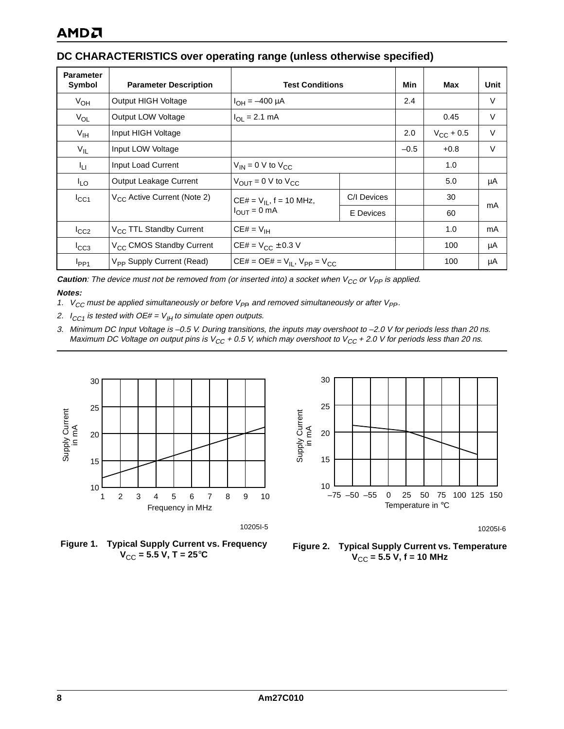## DC CHARACTERISTICS over operating range (unless otherwise specified)

| Parameter Symbol | Parameter Description | Test Conditions | | Min | Max | Unit |
|---|---|---|---|---|---|---|
| $V_{OH}$ | Output HIGH Voltage | $I_{OH}$ = –400 µA | | 2.4 | | V |
| $V_{OL}$ | Output LOW Voltage | $I_{OL}$ = 2.1 mA | | | 0.45 | V |
| $V_{IH}$ | Input HIGH Voltage | | | 2.0 | $V_{CC}$ + 0.5 | V |
| $V_{IL}$ | Input LOW Voltage | | | –0.5 | +0.8 | V |
| $I_{LI}$ | Input Load Current | $V_{IN}$ = 0 V to $V_{CC}$ | | | 1.0 | |
| $I_{LO}$ | Output Leakage Current | $V_{OUT}$ = 0 V to $V_{CC}$ | | | 5.0 | µA |
| $I_{CC1}$ | $V_{CC}$ Active Current (Note 2) | CE# = $V_{IL}$, f = 10 MHz, $I_{OUT}$ = 0 mA | C/I Devices | | 30 | mA |
| | | | E Devices | | 60 | mA |
| $I_{CC2}$ | $V_{CC}$ TTL Standby Current | CE# = $V_{IH}$ | | | 1.0 | mA |
| $I_{CC3}$ | $V_{CC}$ CMOS Standby Current | CE# = $V_{CC}$ ± 0.3 V | | | 100 | µA |
| $I_{PP1}$ | $V_{PP}$ Supply Current (Read) | CE# = OE# = $V_{IL}$, $V_{PP}$ = $V_{CC}$ | | | 100 | µA |

***Caution**: The device must not be removed from (or inserted into) a socket when $V_{CC}$ or $V_{PP}$ is applied.*

***Notes:***

1. *$V_{CC}$ must be applied simultaneously or before $V_{PP}$, and removed simultaneously or after $V_{PP}$.*
2. *$I_{CC1}$ is tested with OE# = $V_{IH}$ to simulate open outputs.*
3. *Minimum DC Input Voltage is –0.5 V. During transitions, the inputs may overshoot to –2.0 V for periods less than 20 ns. Maximum DC Voltage on output pins is $V_{CC}$ + 0.5 V, which may overshoot to $V_{CC}$ + 2.0 V for periods less than 20 ns.*

10205I-5

**Figure 1. Typical Supply Current vs. Frequency $V_{CC}$ = 5.5 V, T = 25°C**

10205I-6

**Figure 2. Typical Supply Current vs. Temperature $V_{CC}$ = 5.5 V, f = 10 MHz**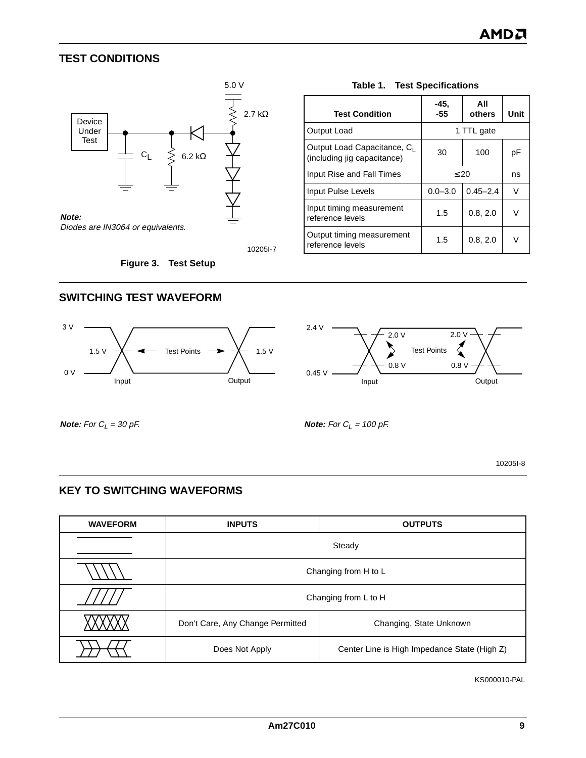## TEST CONDITIONS

5.0 V

2.7 kΩ

Device Under Test

$C_L$

6.2 kΩ

**Note:**
*Diodes are IN3064 or equivalents.*

10205I-7

**Figure 3. Test Setup**

**Table 1. Test Specifications**

| Test Condition | -45, -55 | All others | Unit |
|---|---|---|---|
| Output Load | 1 TTL gate | | |
| Output Load Capacitance, $C_L$ (including jig capacitance) | 30 | 100 | pF |
| Input Rise and Fall Times | ≤20 | | ns |
| Input Pulse Levels | 0.0–3.0 | 0.45–2.4 | V |
| Input timing measurement reference levels | 1.5 | 0.8, 2.0 | V |
| Output timing measurement reference levels | 1.5 | 0.8, 2.0 | V |

## SWITCHING TEST WAVEFORM

3 V, 1.5 V, Test Points, 1.5 V, 0 V, Input, Output

***Note:*** *For $C_L$ = 30 pF.*

2.4 V, 2.0 V, Test Points, 2.0 V, 0.8 V, 0.8 V, 0.45 V, Input, Output

***Note:*** *For $C_L$ = 100 pF.*

10205I-8

## KEY TO SWITCHING WAVEFORMS

| WAVEFORM | INPUTS | OUTPUTS |
|---|---|---|
| | Steady | |
| | Changing from H to L | |
| | Changing from L to H | |
| | Don't Care, Any Change Permitted | Changing, State Unknown |
| | Does Not Apply | Center Line is High Impedance State (High Z) |

KS000010-PAL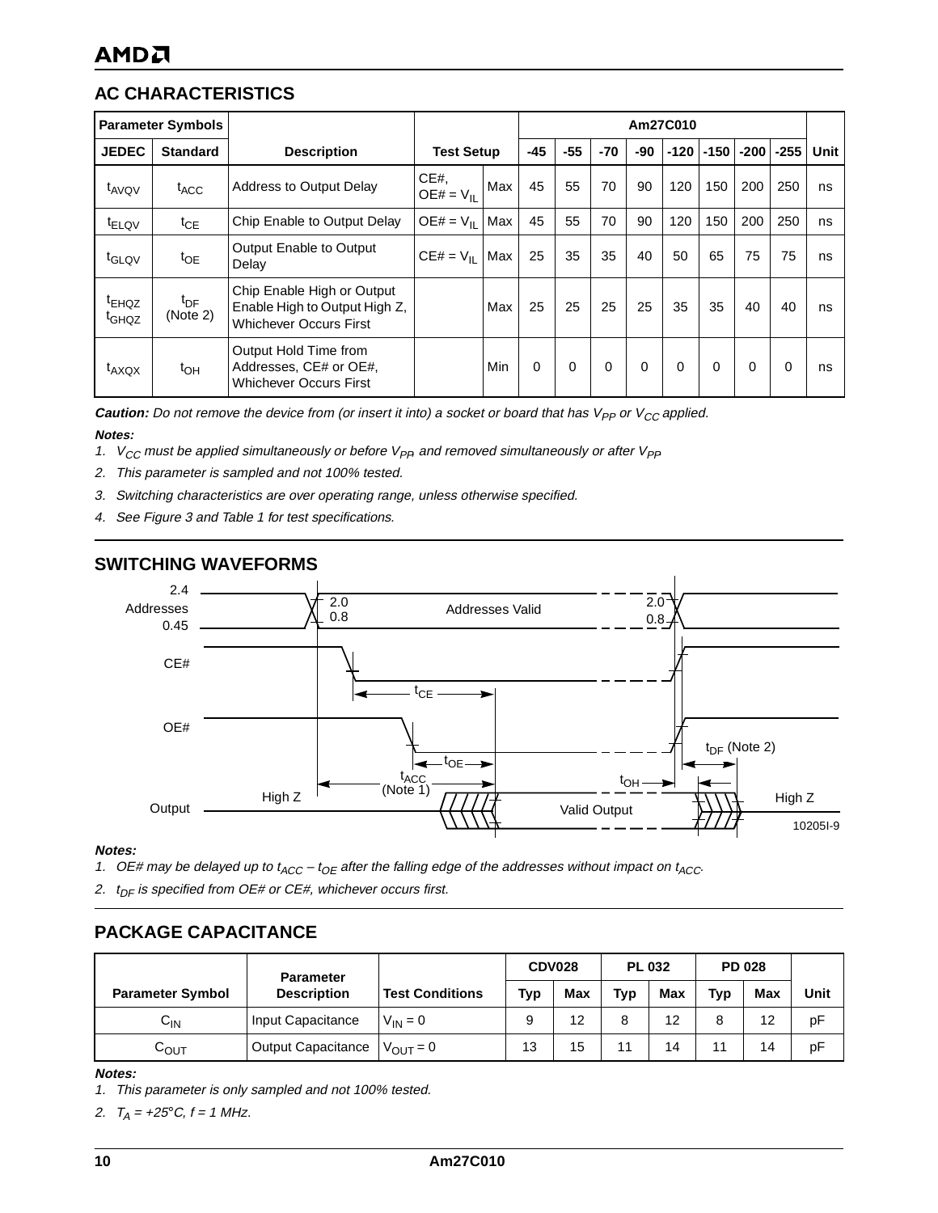## AC CHARACTERISTICS

| Parameter Symbols | | Description | Test Setup | | Am27C010 | | | | | | | | Unit |
|---|---|---|---|---|---|---|---|---|---|---|---|---|---|
| JEDEC | Standard | | | | -45 | -55 | -70 | -90 | -120 | -150 | -200 | -255 | |
| $t_{AVQV}$ | $t_{ACC}$ | Address to Output Delay | CE#, OE# = $V_{IL}$ | Max | 45 | 55 | 70 | 90 | 120 | 150 | 200 | 250 | ns |
| $t_{ELQV}$ | $t_{CE}$ | Chip Enable to Output Delay | OE# = $V_{IL}$ | Max | 45 | 55 | 70 | 90 | 120 | 150 | 200 | 250 | ns |
| $t_{GLQV}$ | $t_{OE}$ | Output Enable to Output Delay | CE# = $V_{IL}$ | Max | 25 | 35 | 35 | 40 | 50 | 65 | 75 | 75 | ns |
| $t_{EHQZ}$ $t_{GHQZ}$ | $t_{DF}$ (Note 2) | Chip Enable High or Output Enable High to Output High Z, Whichever Occurs First | | Max | 25 | 25 | 25 | 25 | 35 | 35 | 40 | 40 | ns |
| $t_{AXQX}$ | $t_{OH}$ | Output Hold Time from Addresses, CE# or OE#, Whichever Occurs First | | Min | 0 | 0 | 0 | 0 | 0 | 0 | 0 | 0 | ns |

***Caution:*** *Do not remove the device from (or insert it into) a socket or board that has $V_{PP}$ or $V_{CC}$ applied.*

***Notes:***

1. *$V_{CC}$ must be applied simultaneously or before $V_{PP}$, and removed simultaneously or after $V_{PP}$.*
2. *This parameter is sampled and not 100% tested.*
3. *Switching characteristics are over operating range, unless otherwise specified.*
4. *See Figure 3 and Table 1 for test specifications.*

## SWITCHING WAVEFORMS

Addresses: 2.4 / 0.45; 2.0 / 0.8 — Addresses Valid
CE# — $t_{CE}$
OE# — $t_{OE}$ — $t_{DF}$ (Note 2)
$t_{ACC}$ (Note 1) — $t_{OH}$
Output: High Z — Valid Output — High Z

10205I-9

***Notes:***

1. *OE# may be delayed up to $t_{ACC} - t_{OE}$ after the falling edge of the addresses without impact on $t_{ACC}$.*
2. *$t_{DF}$ is specified from OE# or CE#, whichever occurs first.*

## PACKAGE CAPACITANCE

| Parameter Symbol | Parameter Description | Test Conditions | CDV028 | | PL 032 | | PD 028 | | Unit |
|---|---|---|---|---|---|---|---|---|---|
| | | | Typ | Max | Typ | Max | Typ | Max | |
| $C_{IN}$ | Input Capacitance | $V_{IN} = 0$ | 9 | 12 | 8 | 12 | 8 | 12 | pF |
| $C_{OUT}$ | Output Capacitance | $V_{OUT} = 0$ | 13 | 15 | 11 | 14 | 11 | 14 | pF |

***Notes:***

1. *This parameter is only sampled and not 100% tested.*
2. *$T_A = +25°C$, f = 1 MHz.*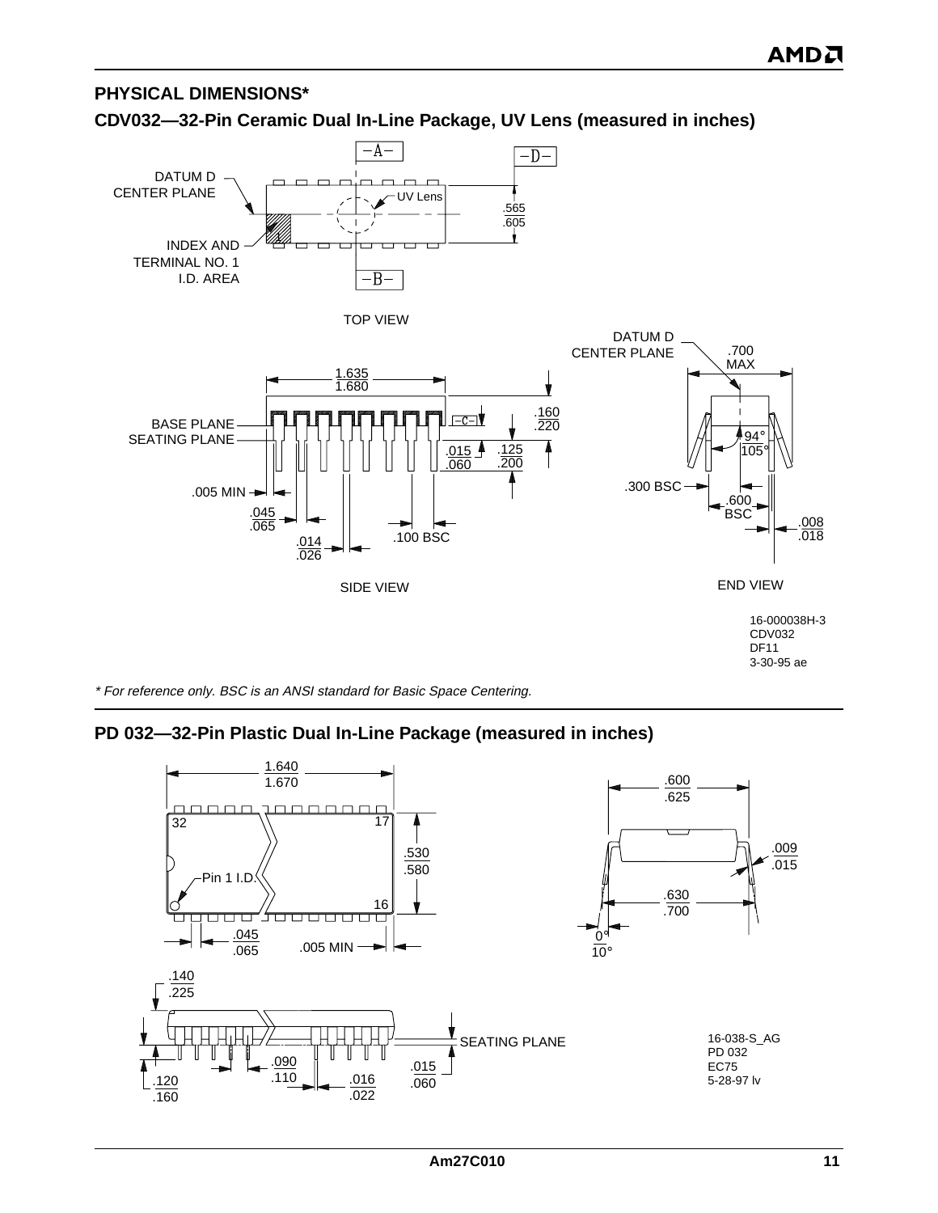## PHYSICAL DIMENSIONS*

### CDV032—32-Pin Ceramic Dual In-Line Package, UV Lens (measured in inches)

16-000038H-3
CDV032
DF11
3-30-95 ae

*\* For reference only. BSC is an ANSI standard for Basic Space Centering.*

### PD 032—32-Pin Plastic Dual In-Line Package (measured in inches)

16-038-S_AG
PD 032
EC75
5-28-97 lv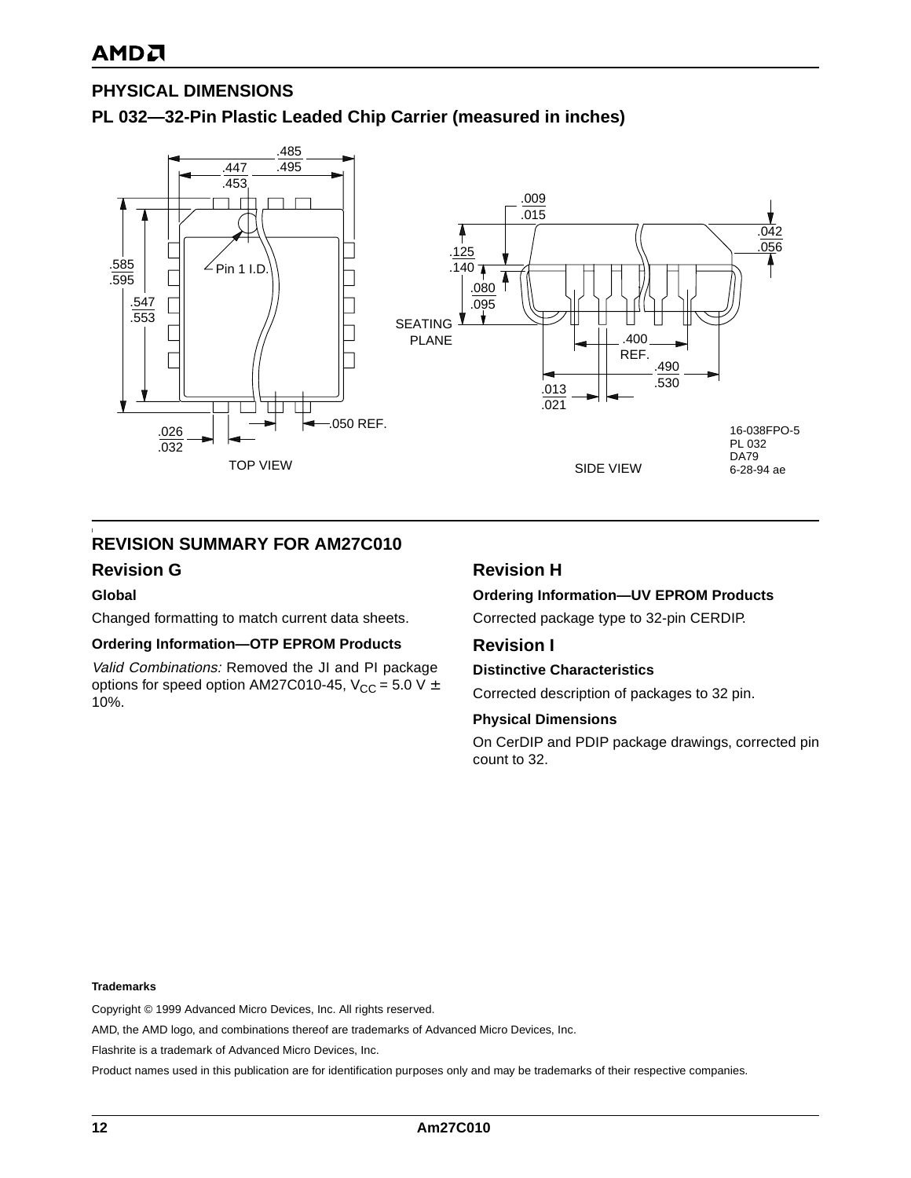## PHYSICAL DIMENSIONS

### PL 032—32-Pin Plastic Leaded Chip Carrier (measured in inches)

.485
.495
.447
.453
.585
.595
.547
.553
Pin 1 I.D.
.026
.032
.050 REF.
TOP VIEW

.009
.015
.042
.056
.125
.140
.080
.095
SEATING PLANE
.400 REF.
.490
.530
.013
.021
SIDE VIEW

16-038FPO-5
PL 032
DA79
6-28-94 ae

## REVISION SUMMARY FOR AM27C010

### Revision G

**Global**

Changed formatting to match current data sheets.

**Ordering Information—OTP EPROM Products**

*Valid Combinations:* Removed the JI and PI package options for speed option AM27C010-45, $V_{CC}$ = 5.0 V ± 10%.

### Revision H

**Ordering Information—UV EPROM Products**

Corrected package type to 32-pin CERDIP.

### Revision I

**Distinctive Characteristics**

Corrected description of packages to 32 pin.

**Physical Dimensions**

On CerDIP and PDIP package drawings, corrected pin count to 32.

**Trademarks**

Copyright © 1999 Advanced Micro Devices, Inc. All rights reserved.

AMD, the AMD logo, and combinations thereof are trademarks of Advanced Micro Devices, Inc.

Flashrite is a trademark of Advanced Micro Devices, Inc.

Product names used in this publication are for identification purposes only and may be trademarks of their respective companies.